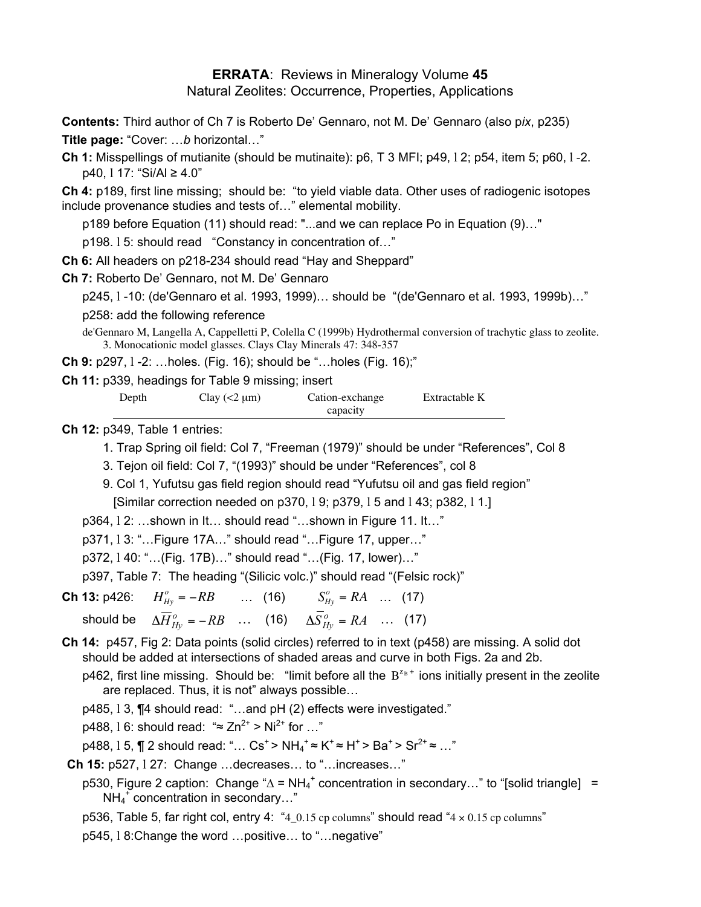# ERRATA: Reviews in Mineralogy Volume 45

## Natural Zeolites: Occurrence, Properties, Applications

**Contents:** Third author of Ch 7 is Roberto De' Gennaro, not M. De' Gennaro (also p*ix*, p235)

**Title page:** "Cover: …*b* horizontal…"

**Ch 1:** Misspellings of mutianite (should be mutinaite): p6, T 3 MFI; p49, l 2; p54, item 5; p60, l -2. p40, l 17: "Si/Al ≥ 4.0"

**Ch 4:** p189, first line missing; should be: "to yield viable data. Other uses of radiogenic isotopes include provenance studies and tests of…" elemental mobility.

p189 before Equation (11) should read: "...and we can replace Po in Equation (9)…"

p198. l 5: should read "Constancy in concentration of…"

**Ch 6:** All headers on p218-234 should read "Hay and Sheppard"

**Ch 7:** Roberto De' Gennaro, not M. De' Gennaro

p245, l -10: (de'Gennaro et al. 1993, 1999)… should be "(de'Gennaro et al. 1993, 1999b)…"

p258: add the following reference

de'Gennaro M, Langella A, Cappelletti P, Colella C (1999b) Hydrothermal conversion of trachytic glass to zeolite. 3. Monocationic model glasses. Clays Clay Minerals 47: 348-357

**Ch 9:** p297, l -2: …holes. (Fig. 16); should be "…holes (Fig. 16);"

**Ch 11:** p339, headings for Table 9 missing; insert

| Depth | Clay (<2 μm) | Cation-exchange capacity | Extractable K |
|---|---|---|---|

**Ch 12:** p349, Table 1 entries:

1. Trap Spring oil field: Col 7, "Freeman (1979)" should be under "References", Col 8
3. Tejon oil field: Col 7, "(1993)" should be under "References", col 8
9. Col 1, Yufutsu gas field region should read "Yufutsu oil and gas field region"
   [Similar correction needed on p370, l 9; p379, l 5 and l 43; p382, l 1.]

p364, l 2: …shown in It… should read "…shown in Figure 11. It…"

p371, l 3: "…Figure 17A…" should read "…Figure 17, upper…"

p372, l 40: "…(Fig. 17B)…" should read "…(Fig. 17, lower)…"

p397, Table 7: The heading "(Silicic volc.)" should read "(Felsic rock)"

**Ch 13:** p426: $H^o_{Hy} = -RB$ … (16) $S^o_{Hy} = RA$ … (17)

should be $\Delta\overline{H}^o_{Hy} = -RB$ … (16) $\Delta\overline{S}^o_{Hy} = RA$ … (17)

**Ch 14:** p457, Fig 2: Data points (solid circles) referred to in text (p458) are missing. A solid dot should be added at intersections of shaded areas and curve in both Figs. 2a and 2b.

p462, first line missing. Should be: "limit before all the $B^{z_B+}$ ions initially present in the zeolite are replaced. Thus, it is not" always possible…

p485, l 3, ¶4 should read: "…and pH (2) effects were investigated."

p488, l 6: should read: "≈ $Zn^{2+}$ > $Ni^{2+}$ for …"

p488, l 5, ¶ 2 should read: "… $Cs^+$ > $NH_4^+$ ≈ $K^+$ ≈ $H^+$ > $Ba^+$ > $Sr^{2+}$ ≈ …"

**Ch 15:** p527, l 27: Change …decreases… to "…increases…"

p530, Figure 2 caption: Change "Δ = $NH_4^+$ concentration in secondary…" to "[solid triangle] = $NH_4^+$ concentration in secondary…"

p536, Table 5, far right col, entry 4: "4_0.15 cp columns" should read "4 × 0.15 cp columns"

p545, l 8:Change the word …positive… to "…negative"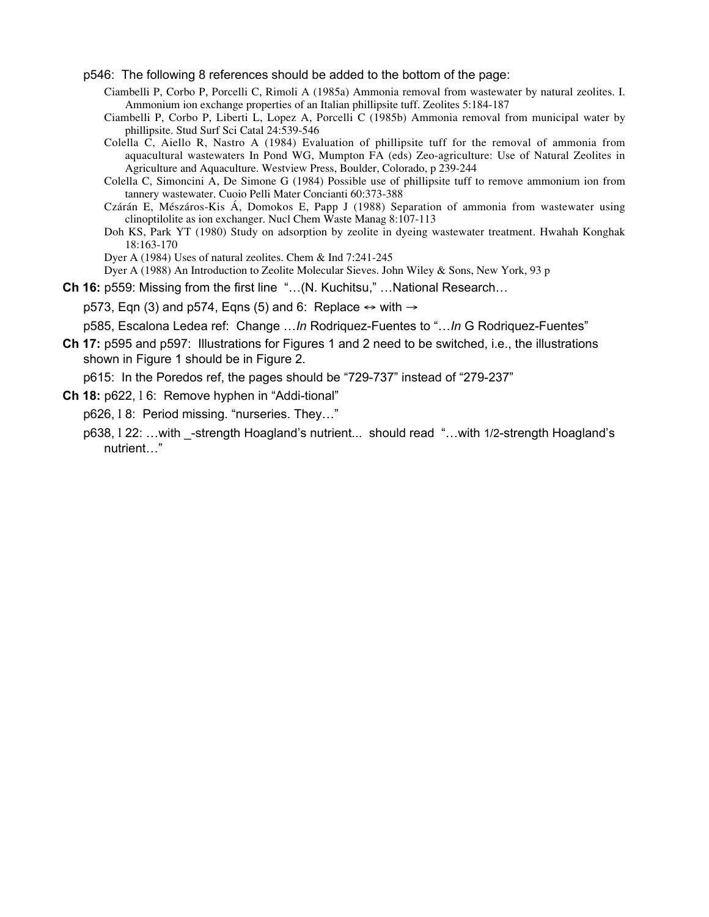p546: The following 8 references should be added to the bottom of the page:

Ciambelli P, Corbo P, Porcelli C, Rimoli A (1985a) Ammonia removal from wastewater by natural zeolites. I. Ammonium ion exchange properties of an Italian phillipsite tuff. Zeolites 5:184-187

Ciambelli P, Corbo P, Liberti L, Lopez A, Porcelli C (1985b) Ammonia removal from municipal water by phillipsite. Stud Surf Sci Catal 24:539-546

Colella C, Aiello R, Nastro A (1984) Evaluation of phillipsite tuff for the removal of ammonia from aquacultural wastewaters In Pond WG, Mumpton FA (eds) Zeo-agriculture: Use of Natural Zeolites in Agriculture and Aquaculture. Westview Press, Boulder, Colorado, p 239-244

Colella C, Simoncini A, De Simone G (1984) Possible use of phillipsite tuff to remove ammonium ion from tannery wastewater. Cuoio Pelli Mater Concianti 60:373-388

Czárán E, Mészáros-Kis Á, Domokos E, Papp J (1988) Separation of ammonia from wastewater using clinoptilolite as ion exchanger. Nucl Chem Waste Manag 8:107-113

Doh KS, Park YT (1980) Study on adsorption by zeolite in dyeing wastewater treatment. Hwahah Konghak 18:163-170

Dyer A (1984) Uses of natural zeolites. Chem & Ind 7:241-245

Dyer A (1988) An Introduction to Zeolite Molecular Sieves. John Wiley & Sons, New York, 93 p

**Ch 16:** p559: Missing from the first line "…(N. Kuchitsu," …National Research…

p573, Eqn (3) and p574, Eqns (5) and 6: Replace $\leftrightarrow$ with $\rightarrow$

p585, Escalona Ledea ref: Change …*In* Rodriquez-Fuentes to "…*In* G Rodriquez-Fuentes"

**Ch 17:** p595 and p597: Illustrations for Figures 1 and 2 need to be switched, i.e., the illustrations shown in Figure 1 should be in Figure 2.

p615: In the Poredos ref, the pages should be "729-737" instead of "279-237"

**Ch 18:** p622, l 6: Remove hyphen in "Addi-tional"

p626, l 8: Period missing. "nurseries. They…"

p638, l 22: …with _-strength Hoagland's nutrient... should read "…with 1/2-strength Hoagland's nutrient…"